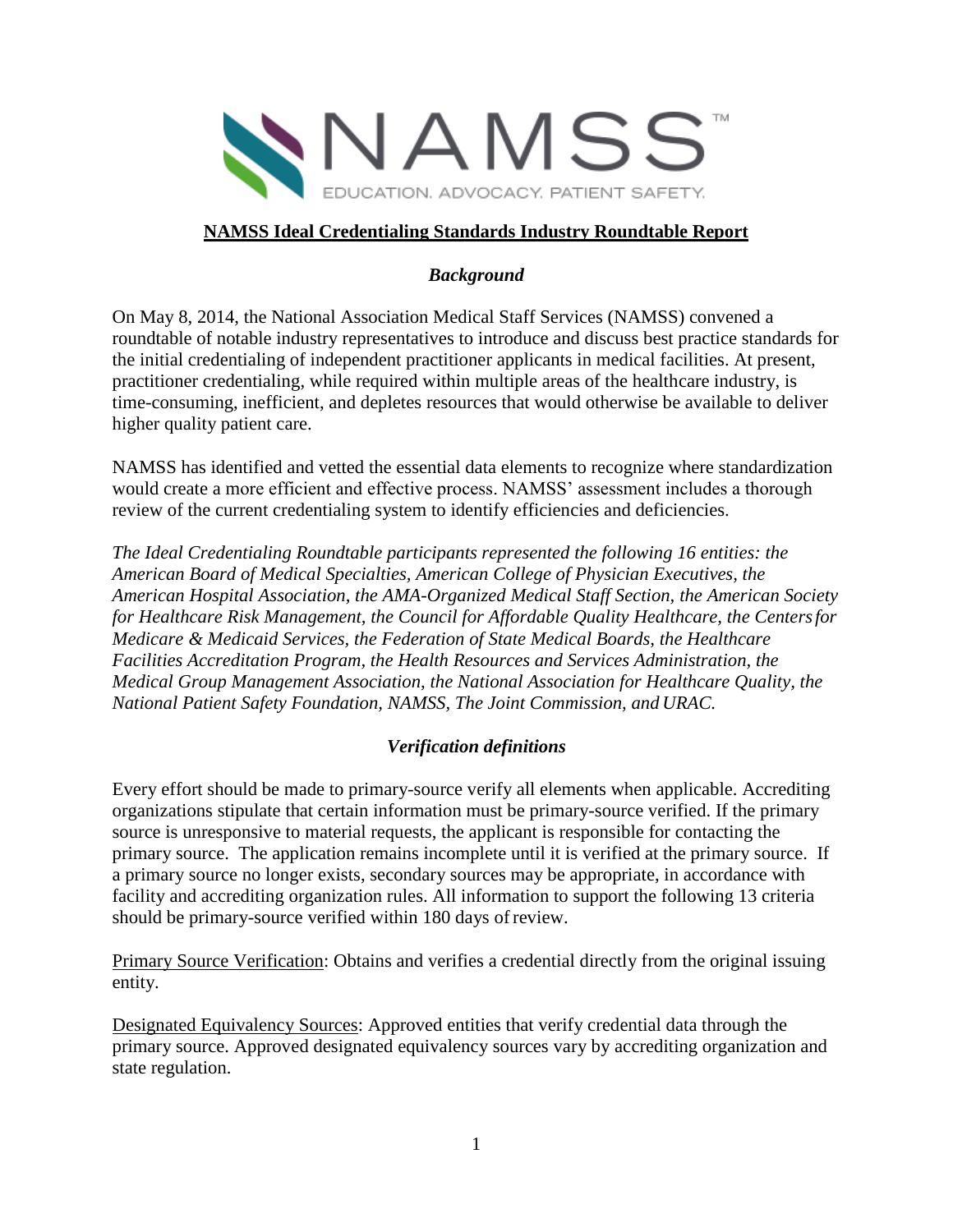NAMSS™

EDUCATION. ADVOCACY. PATIENT SAFETY.

# NAMSS Ideal Credentialing Standards Industry Roundtable Report

## *Background*

On May 8, 2014, the National Association Medical Staff Services (NAMSS) convened a roundtable of notable industry representatives to introduce and discuss best practice standards for the initial credentialing of independent practitioner applicants in medical facilities. At present, practitioner credentialing, while required within multiple areas of the healthcare industry, is time-consuming, inefficient, and depletes resources that would otherwise be available to deliver higher quality patient care.

NAMSS has identified and vetted the essential data elements to recognize where standardization would create a more efficient and effective process. NAMSS' assessment includes a thorough review of the current credentialing system to identify efficiencies and deficiencies.

*The Ideal Credentialing Roundtable participants represented the following 16 entities: the American Board of Medical Specialties, American College of Physician Executives, the American Hospital Association, the AMA-Organized Medical Staff Section, the American Society for Healthcare Risk Management, the Council for Affordable Quality Healthcare, the Centers for Medicare & Medicaid Services, the Federation of State Medical Boards, the Healthcare Facilities Accreditation Program, the Health Resources and Services Administration, the Medical Group Management Association, the National Association for Healthcare Quality, the National Patient Safety Foundation, NAMSS, The Joint Commission, and URAC.*

## *Verification definitions*

Every effort should be made to primary-source verify all elements when applicable. Accrediting organizations stipulate that certain information must be primary-source verified. If the primary source is unresponsive to material requests, the applicant is responsible for contacting the primary source. The application remains incomplete until it is verified at the primary source. If a primary source no longer exists, secondary sources may be appropriate, in accordance with facility and accrediting organization rules. All information to support the following 13 criteria should be primary-source verified within 180 days of review.

Primary Source Verification: Obtains and verifies a credential directly from the original issuing entity.

Designated Equivalency Sources: Approved entities that verify credential data through the primary source. Approved designated equivalency sources vary by accrediting organization and state regulation.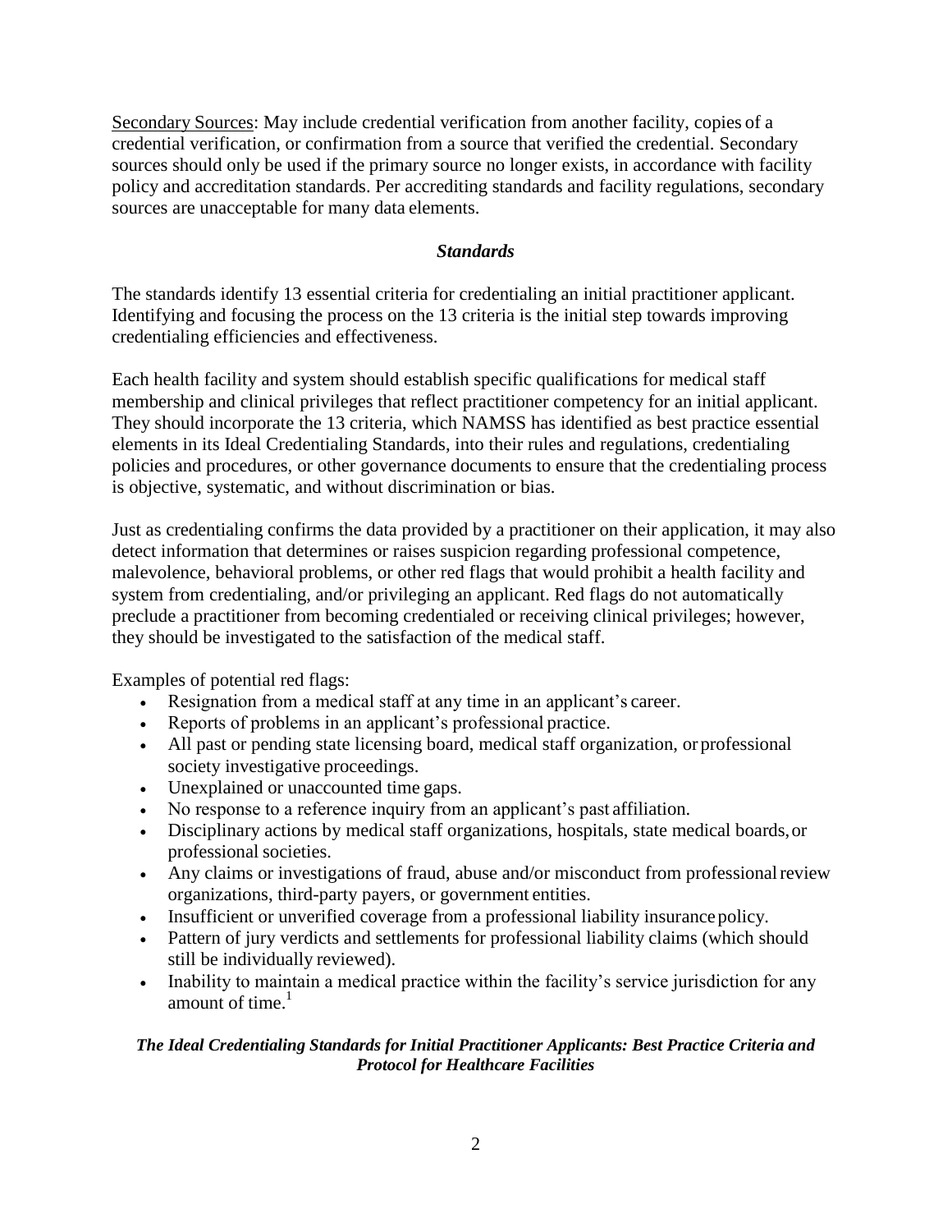Secondary Sources: May include credential verification from another facility, copies of a credential verification, or confirmation from a source that verified the credential. Secondary sources should only be used if the primary source no longer exists, in accordance with facility policy and accreditation standards. Per accrediting standards and facility regulations, secondary sources are unacceptable for many data elements.

### *Standards*

The standards identify 13 essential criteria for credentialing an initial practitioner applicant. Identifying and focusing the process on the 13 criteria is the initial step towards improving credentialing efficiencies and effectiveness.

Each health facility and system should establish specific qualifications for medical staff membership and clinical privileges that reflect practitioner competency for an initial applicant. They should incorporate the 13 criteria, which NAMSS has identified as best practice essential elements in its Ideal Credentialing Standards, into their rules and regulations, credentialing policies and procedures, or other governance documents to ensure that the credentialing process is objective, systematic, and without discrimination or bias.

Just as credentialing confirms the data provided by a practitioner on their application, it may also detect information that determines or raises suspicion regarding professional competence, malevolence, behavioral problems, or other red flags that would prohibit a health facility and system from credentialing, and/or privileging an applicant. Red flags do not automatically preclude a practitioner from becoming credentialed or receiving clinical privileges; however, they should be investigated to the satisfaction of the medical staff.

Examples of potential red flags:

- Resignation from a medical staff at any time in an applicant's career.
- Reports of problems in an applicant's professional practice.
- All past or pending state licensing board, medical staff organization, or professional society investigative proceedings.
- Unexplained or unaccounted time gaps.
- No response to a reference inquiry from an applicant's past affiliation.
- Disciplinary actions by medical staff organizations, hospitals, state medical boards, or professional societies.
- Any claims or investigations of fraud, abuse and/or misconduct from professional review organizations, third-party payers, or government entities.
- Insufficient or unverified coverage from a professional liability insurance policy.
- Pattern of jury verdicts and settlements for professional liability claims (which should still be individually reviewed).
- Inability to maintain a medical practice within the facility's service jurisdiction for any amount of time.[1]

### *The Ideal Credentialing Standards for Initial Practitioner Applicants: Best Practice Criteria and Protocol for Healthcare Facilities*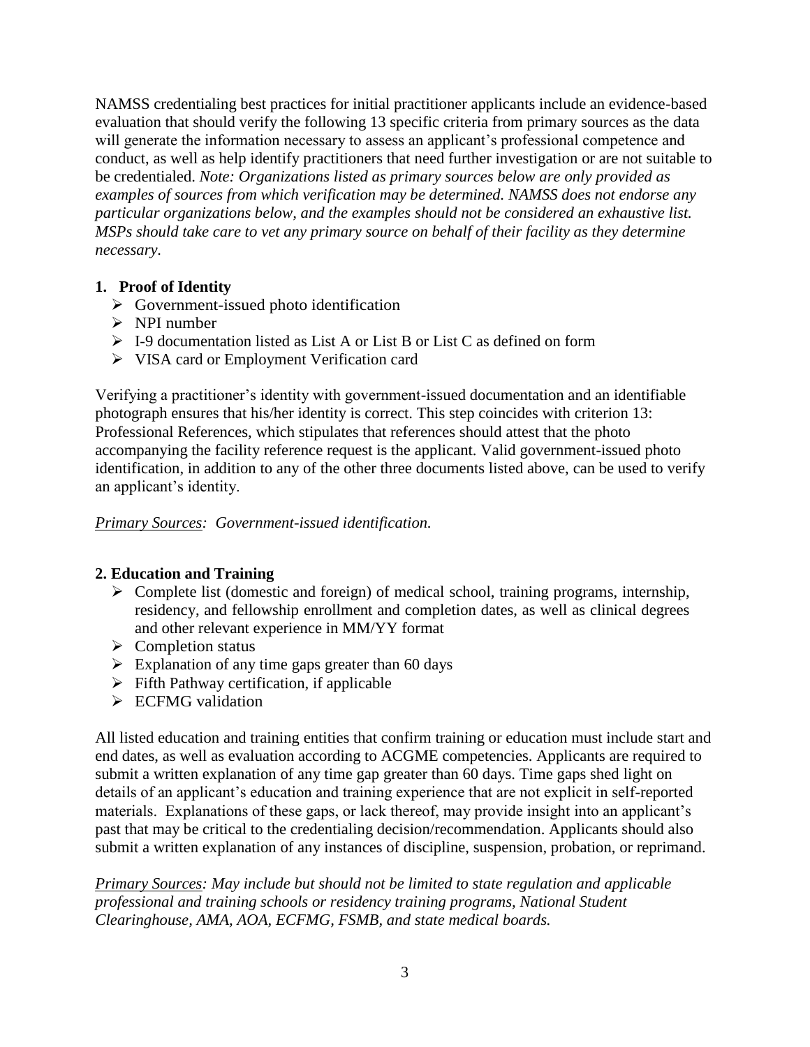NAMSS credentialing best practices for initial practitioner applicants include an evidence-based evaluation that should verify the following 13 specific criteria from primary sources as the data will generate the information necessary to assess an applicant's professional competence and conduct, as well as help identify practitioners that need further investigation or are not suitable to be credentialed. *Note: Organizations listed as primary sources below are only provided as examples of sources from which verification may be determined. NAMSS does not endorse any particular organizations below, and the examples should not be considered an exhaustive list. MSPs should take care to vet any primary source on behalf of their facility as they determine necessary.*

### 1. Proof of Identity

- Government-issued photo identification
- NPI number
- I-9 documentation listed as List A or List B or List C as defined on form
- VISA card or Employment Verification card

Verifying a practitioner's identity with government-issued documentation and an identifiable photograph ensures that his/her identity is correct. This step coincides with criterion 13: Professional References, which stipulates that references should attest that the photo accompanying the facility reference request is the applicant. Valid government-issued photo identification, in addition to any of the other three documents listed above, can be used to verify an applicant's identity.

*<u>Primary Sources</u>: Government-issued identification.*

### 2. Education and Training

- Complete list (domestic and foreign) of medical school, training programs, internship, residency, and fellowship enrollment and completion dates, as well as clinical degrees and other relevant experience in MM/YY format
- Completion status
- Explanation of any time gaps greater than 60 days
- Fifth Pathway certification, if applicable
- ECFMG validation

All listed education and training entities that confirm training or education must include start and end dates, as well as evaluation according to ACGME competencies. Applicants are required to submit a written explanation of any time gap greater than 60 days. Time gaps shed light on details of an applicant's education and training experience that are not explicit in self-reported materials. Explanations of these gaps, or lack thereof, may provide insight into an applicant's past that may be critical to the credentialing decision/recommendation. Applicants should also submit a written explanation of any instances of discipline, suspension, probation, or reprimand.

*<u>Primary Sources</u>: May include but should not be limited to state regulation and applicable professional and training schools or residency training programs, National Student Clearinghouse, AMA, AOA, ECFMG, FSMB, and state medical boards.*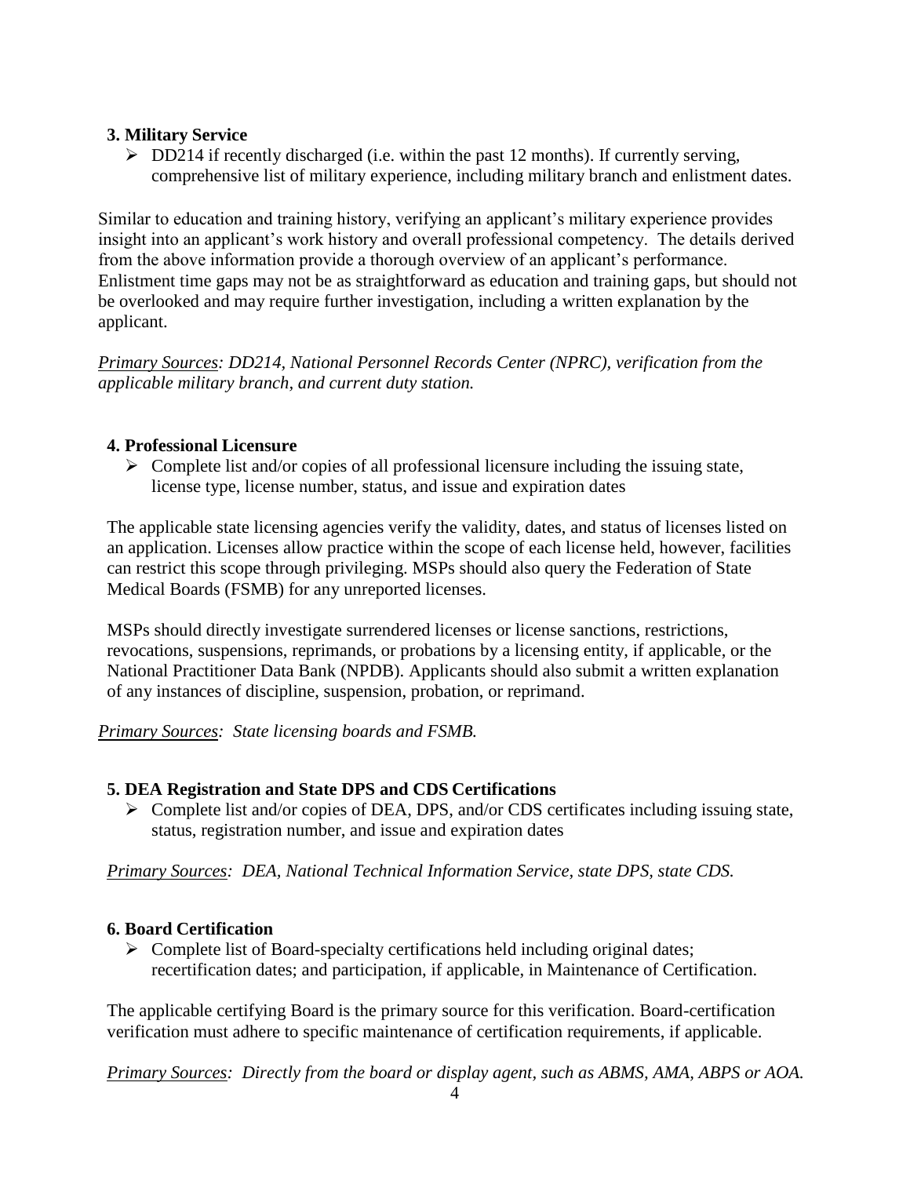**3. Military Service**

- DD214 if recently discharged (i.e. within the past 12 months). If currently serving, comprehensive list of military experience, including military branch and enlistment dates.

Similar to education and training history, verifying an applicant's military experience provides insight into an applicant's work history and overall professional competency. The details derived from the above information provide a thorough overview of an applicant's performance. Enlistment time gaps may not be as straightforward as education and training gaps, but should not be overlooked and may require further investigation, including a written explanation by the applicant.

*<u>Primary Sources</u>: DD214, National Personnel Records Center (NPRC), verification from the applicable military branch, and current duty station.*

**4. Professional Licensure**

- Complete list and/or copies of all professional licensure including the issuing state, license type, license number, status, and issue and expiration dates

The applicable state licensing agencies verify the validity, dates, and status of licenses listed on an application. Licenses allow practice within the scope of each license held, however, facilities can restrict this scope through privileging. MSPs should also query the Federation of State Medical Boards (FSMB) for any unreported licenses.

MSPs should directly investigate surrendered licenses or license sanctions, restrictions, revocations, suspensions, reprimands, or probations by a licensing entity, if applicable, or the National Practitioner Data Bank (NPDB). Applicants should also submit a written explanation of any instances of discipline, suspension, probation, or reprimand.

*<u>Primary Sources</u>: State licensing boards and FSMB.*

**5. DEA Registration and State DPS and CDS Certifications**

- Complete list and/or copies of DEA, DPS, and/or CDS certificates including issuing state, status, registration number, and issue and expiration dates

*<u>Primary Sources</u>: DEA, National Technical Information Service, state DPS, state CDS.*

**6. Board Certification**

- Complete list of Board-specialty certifications held including original dates; recertification dates; and participation, if applicable, in Maintenance of Certification.

The applicable certifying Board is the primary source for this verification. Board-certification verification must adhere to specific maintenance of certification requirements, if applicable.

*<u>Primary Sources</u>: Directly from the board or display agent, such as ABMS, AMA, ABPS or AOA.*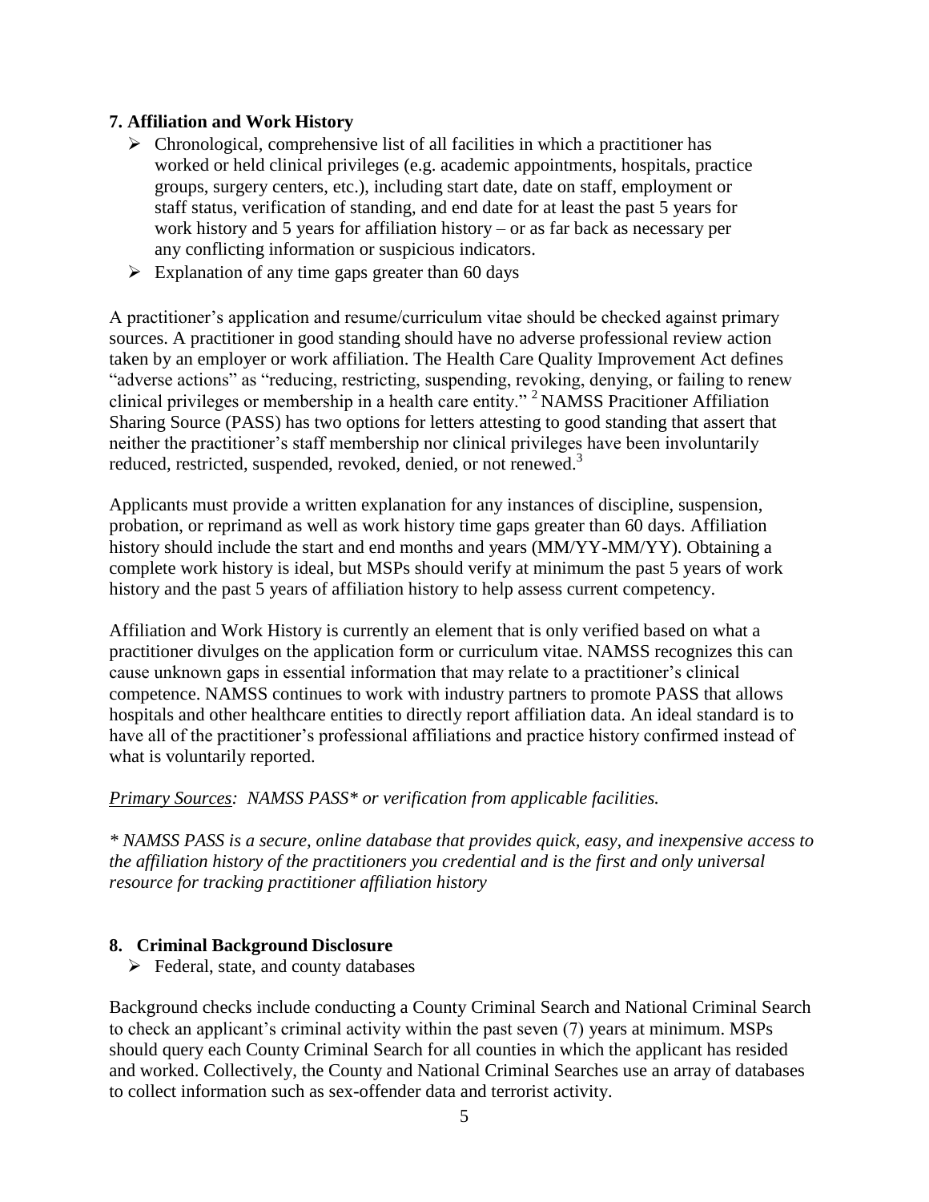**7. Affiliation and Work History**

- Chronological, comprehensive list of all facilities in which a practitioner has worked or held clinical privileges (e.g. academic appointments, hospitals, practice groups, surgery centers, etc.), including start date, date on staff, employment or staff status, verification of standing, and end date for at least the past 5 years for work history and 5 years for affiliation history – or as far back as necessary per any conflicting information or suspicious indicators.
- Explanation of any time gaps greater than 60 days

A practitioner's application and resume/curriculum vitae should be checked against primary sources. A practitioner in good standing should have no adverse professional review action taken by an employer or work affiliation. The Health Care Quality Improvement Act defines "adverse actions" as "reducing, restricting, suspending, revoking, denying, or failing to renew clinical privileges or membership in a health care entity." [2] NAMSS Pracitioner Affiliation Sharing Source (PASS) has two options for letters attesting to good standing that assert that neither the practitioner's staff membership nor clinical privileges have been involuntarily reduced, restricted, suspended, revoked, denied, or not renewed.[3]

Applicants must provide a written explanation for any instances of discipline, suspension, probation, or reprimand as well as work history time gaps greater than 60 days. Affiliation history should include the start and end months and years (MM/YY-MM/YY). Obtaining a complete work history is ideal, but MSPs should verify at minimum the past 5 years of work history and the past 5 years of affiliation history to help assess current competency.

Affiliation and Work History is currently an element that is only verified based on what a practitioner divulges on the application form or curriculum vitae. NAMSS recognizes this can cause unknown gaps in essential information that may relate to a practitioner's clinical competence. NAMSS continues to work with industry partners to promote PASS that allows hospitals and other healthcare entities to directly report affiliation data. An ideal standard is to have all of the practitioner's professional affiliations and practice history confirmed instead of what is voluntarily reported.

*<u>Primary Sources</u>: NAMSS PASS* or verification from applicable facilities.*

*\* NAMSS PASS is a secure, online database that provides quick, easy, and inexpensive access to the affiliation history of the practitioners you credential and is the first and only universal resource for tracking practitioner affiliation history*

**8. Criminal Background Disclosure**

- Federal, state, and county databases

Background checks include conducting a County Criminal Search and National Criminal Search to check an applicant's criminal activity within the past seven (7) years at minimum. MSPs should query each County Criminal Search for all counties in which the applicant has resided and worked. Collectively, the County and National Criminal Searches use an array of databases to collect information such as sex-offender data and terrorist activity.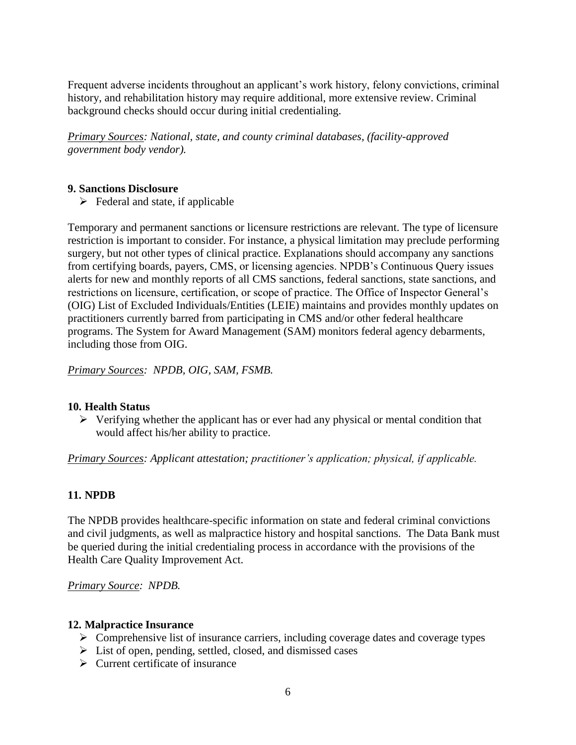Frequent adverse incidents throughout an applicant's work history, felony convictions, criminal history, and rehabilitation history may require additional, more extensive review. Criminal background checks should occur during initial credentialing.

*Primary Sources: National, state, and county criminal databases, (facility-approved government body vendor).*

### 9. Sanctions Disclosure

- Federal and state, if applicable

Temporary and permanent sanctions or licensure restrictions are relevant. The type of licensure restriction is important to consider. For instance, a physical limitation may preclude performing surgery, but not other types of clinical practice. Explanations should accompany any sanctions from certifying boards, payers, CMS, or licensing agencies. NPDB's Continuous Query issues alerts for new and monthly reports of all CMS sanctions, federal sanctions, state sanctions, and restrictions on licensure, certification, or scope of practice. The Office of Inspector General's (OIG) List of Excluded Individuals/Entities (LEIE) maintains and provides monthly updates on practitioners currently barred from participating in CMS and/or other federal healthcare programs. The System for Award Management (SAM) monitors federal agency debarments, including those from OIG.

*Primary Sources: NPDB, OIG, SAM, FSMB.*

### 10. Health Status

- Verifying whether the applicant has or ever had any physical or mental condition that would affect his/her ability to practice.

*Primary Sources: Applicant attestation; practitioner's application; physical, if applicable.*

### 11. NPDB

The NPDB provides healthcare-specific information on state and federal criminal convictions and civil judgments, as well as malpractice history and hospital sanctions. The Data Bank must be queried during the initial credentialing process in accordance with the provisions of the Health Care Quality Improvement Act.

*Primary Source: NPDB.*

### 12. Malpractice Insurance

- Comprehensive list of insurance carriers, including coverage dates and coverage types
- List of open, pending, settled, closed, and dismissed cases
- Current certificate of insurance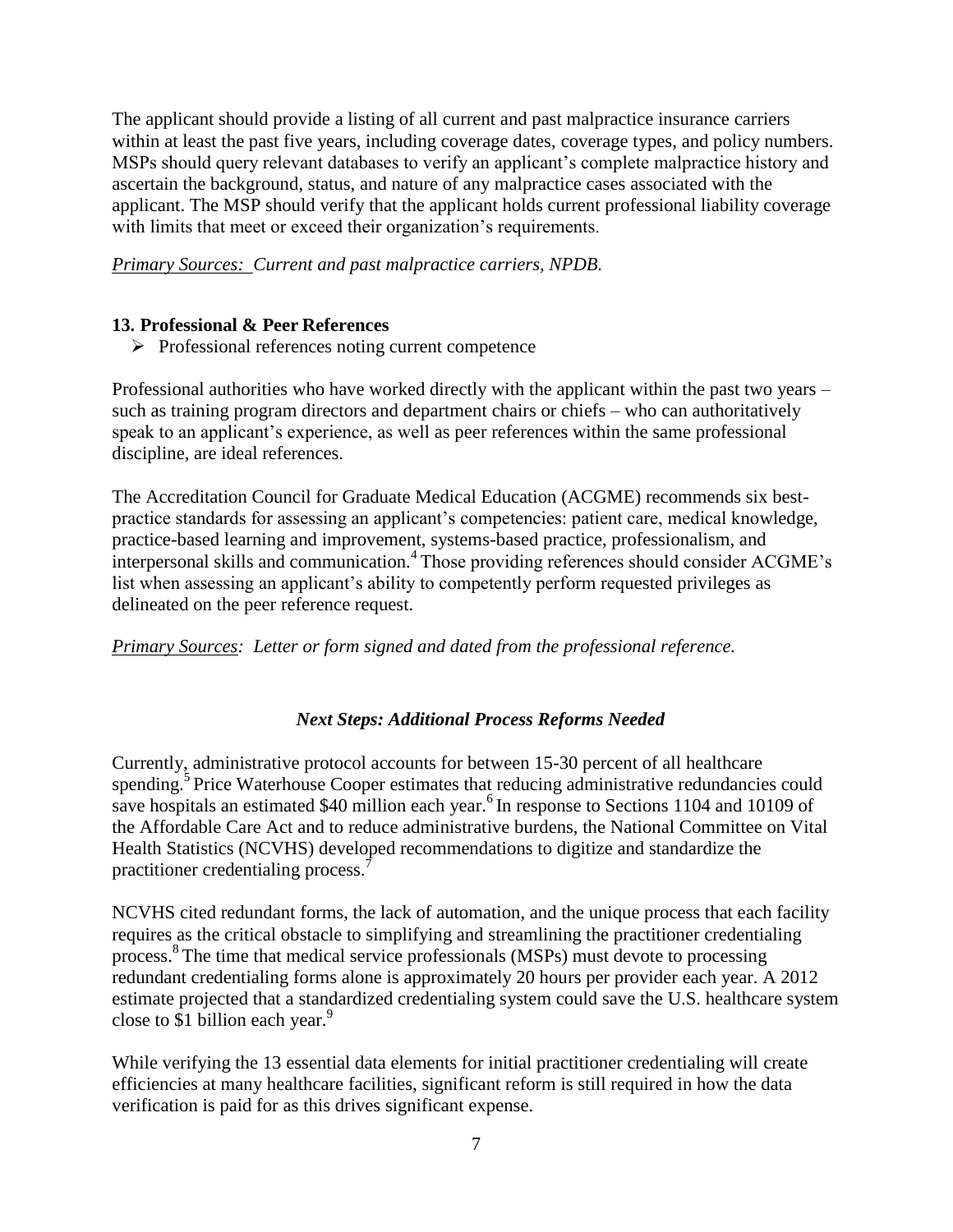The applicant should provide a listing of all current and past malpractice insurance carriers within at least the past five years, including coverage dates, coverage types, and policy numbers. MSPs should query relevant databases to verify an applicant's complete malpractice history and ascertain the background, status, and nature of any malpractice cases associated with the applicant. The MSP should verify that the applicant holds current professional liability coverage with limits that meet or exceed their organization's requirements.

*Primary Sources: Current and past malpractice carriers, NPDB.*

**13. Professional & Peer References**

- Professional references noting current competence

Professional authorities who have worked directly with the applicant within the past two years – such as training program directors and department chairs or chiefs – who can authoritatively speak to an applicant's experience, as well as peer references within the same professional discipline, are ideal references.

The Accreditation Council for Graduate Medical Education (ACGME) recommends six best-practice standards for assessing an applicant's competencies: patient care, medical knowledge, practice-based learning and improvement, systems-based practice, professionalism, and interpersonal skills and communication.[4] Those providing references should consider ACGME's list when assessing an applicant's ability to competently perform requested privileges as delineated on the peer reference request.

*Primary Sources: Letter or form signed and dated from the professional reference.*

### *Next Steps: Additional Process Reforms Needed*

Currently, administrative protocol accounts for between 15-30 percent of all healthcare spending.[5] Price Waterhouse Cooper estimates that reducing administrative redundancies could save hospitals an estimated $40 million each year.[6] In response to Sections 1104 and 10109 of the Affordable Care Act and to reduce administrative burdens, the National Committee on Vital Health Statistics (NCVHS) developed recommendations to digitize and standardize the practitioner credentialing process.[7]

NCVHS cited redundant forms, the lack of automation, and the unique process that each facility requires as the critical obstacle to simplifying and streamlining the practitioner credentialing process.[8] The time that medical service professionals (MSPs) must devote to processing redundant credentialing forms alone is approximately 20 hours per provider each year. A 2012 estimate projected that a standardized credentialing system could save the U.S. healthcare system close to $1 billion each year.[9]

While verifying the 13 essential data elements for initial practitioner credentialing will create efficiencies at many healthcare facilities, significant reform is still required in how the data verification is paid for as this drives significant expense.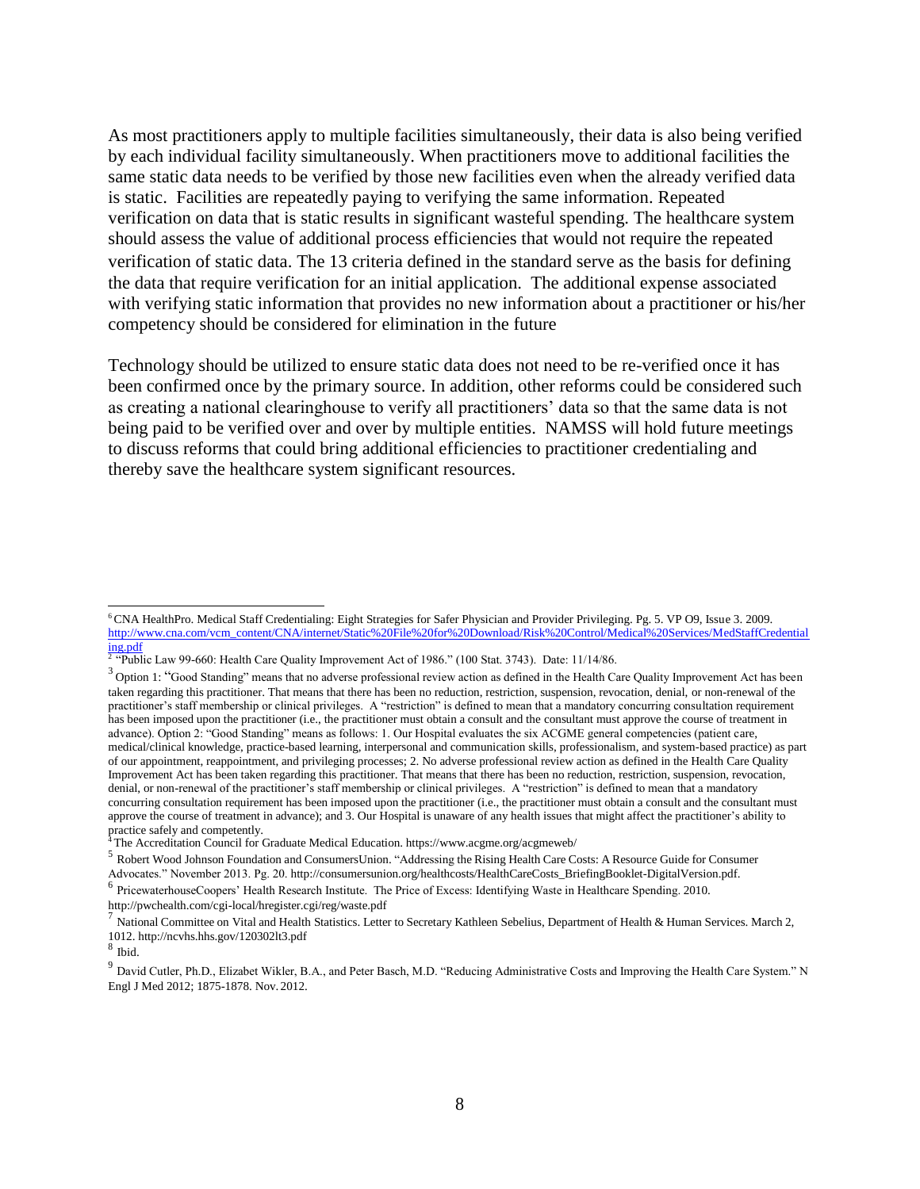As most practitioners apply to multiple facilities simultaneously, their data is also being verified by each individual facility simultaneously. When practitioners move to additional facilities the same static data needs to be verified by those new facilities even when the already verified data is static. Facilities are repeatedly paying to verifying the same information. Repeated verification on data that is static results in significant wasteful spending. The healthcare system should assess the value of additional process efficiencies that would not require the repeated verification of static data. The 13 criteria defined in the standard serve as the basis for defining the data that require verification for an initial application. The additional expense associated with verifying static information that provides no new information about a practitioner or his/her competency should be considered for elimination in the future

Technology should be utilized to ensure static data does not need to be re-verified once it has been confirmed once by the primary source. In addition, other reforms could be considered such as creating a national clearinghouse to verify all practitioners' data so that the same data is not being paid to be verified over and over by multiple entities. NAMSS will hold future meetings to discuss reforms that could bring additional efficiencies to practitioner credentialing and thereby save the healthcare system significant resources.

---

[6] CNA HealthPro. Medical Staff Credentialing: Eight Strategies for Safer Physician and Provider Privileging. Pg. 5. VP O9, Issue 3. 2009. http://www.cna.com/vcm_content/CNA/internet/Static%20File%20for%20Download/Risk%20Control/Medical%20Services/MedStaffCredentialing.pdf

[2] "Public Law 99-660: Health Care Quality Improvement Act of 1986." (100 Stat. 3743). Date: 11/14/86.

[3] Option 1: "Good Standing" means that no adverse professional review action as defined in the Health Care Quality Improvement Act has been taken regarding this practitioner. That means that there has been no reduction, restriction, suspension, revocation, denial, or non-renewal of the practitioner's staff membership or clinical privileges. A "restriction" is defined to mean that a mandatory concurring consultation requirement has been imposed upon the practitioner (i.e., the practitioner must obtain a consult and the consultant must approve the course of treatment in advance). Option 2: "Good Standing" means as follows: 1. Our Hospital evaluates the six ACGME general competencies (patient care, medical/clinical knowledge, practice-based learning, interpersonal and communication skills, professionalism, and system-based practice) as part of our appointment, reappointment, and privileging processes; 2. No adverse professional review action as defined in the Health Care Quality Improvement Act has been taken regarding this practitioner. That means that there has been no reduction, restriction, suspension, revocation, denial, or non-renewal of the practitioner's staff membership or clinical privileges. A "restriction" is defined to mean that a mandatory concurring consultation requirement has been imposed upon the practitioner (i.e., the practitioner must obtain a consult and the consultant must approve the course of treatment in advance); and 3. Our Hospital is unaware of any health issues that might affect the practitioner's ability to practice safely and competently.

[4] The Accreditation Council for Graduate Medical Education. https://www.acgme.org/acgmeweb/

[5] Robert Wood Johnson Foundation and ConsumersUnion. "Addressing the Rising Health Care Costs: A Resource Guide for Consumer Advocates." November 2013. Pg. 20. http://consumersunion.org/healthcosts/HealthCareCosts_BriefingBooklet-DigitalVersion.pdf.

[6] PricewaterhouseCoopers' Health Research Institute. The Price of Excess: Identifying Waste in Healthcare Spending. 2010. http://pwchealth.com/cgi-local/hregister.cgi/reg/waste.pdf

[7] National Committee on Vital and Health Statistics. Letter to Secretary Kathleen Sebelius, Department of Health & Human Services. March 2, 1012. http://ncvhs.hhs.gov/120302lt3.pdf

[8] Ibid.

[9] David Cutler, Ph.D., Elizabet Wikler, B.A., and Peter Basch, M.D. "Reducing Administrative Costs and Improving the Health Care System." N Engl J Med 2012; 1875-1878. Nov. 2012.